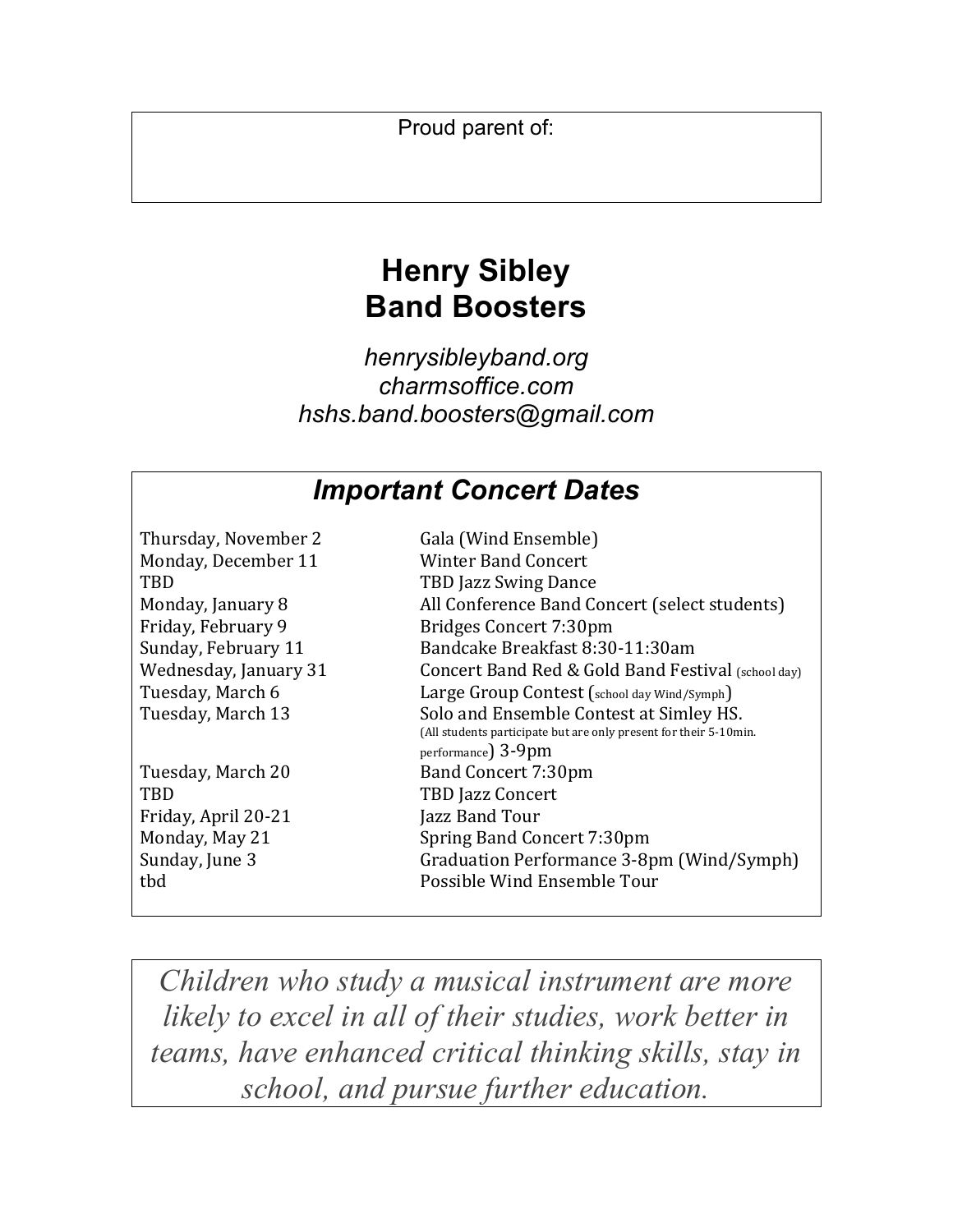Proud parent of:

# Henry Sibley
# Band Boosters

*henrysibleyband.org*
*charmsoffice.com*
*hshs.band.boosters@gmail.com*

## *Important Concert Dates*

| | |
|---|---|
| Thursday, November 2 | Gala (Wind Ensemble) |
| Monday, December 11 | Winter Band Concert |
| TBD | TBD Jazz Swing Dance |
| Monday, January 8 | All Conference Band Concert (select students) |
| Friday, February 9 | Bridges Concert 7:30pm |
| Sunday, February 11 | Bandcake Breakfast 8:30-11:30am |
| Wednesday, January 31 | Concert Band Red & Gold Band Festival (school day) |
| Tuesday, March 6 | Large Group Contest (school day Wind/Symph) |
| Tuesday, March 13 | Solo and Ensemble Contest at Simley HS. (All students participate but are only present for their 5-10min. performance) 3-9pm |
| Tuesday, March 20 | Band Concert 7:30pm |
| TBD | TBD Jazz Concert |
| Friday, April 20-21 | Jazz Band Tour |
| Monday, May 21 | Spring Band Concert 7:30pm |
| Sunday, June 3 | Graduation Performance 3-8pm (Wind/Symph) |
| tbd | Possible Wind Ensemble Tour |

*Children who study a musical instrument are more likely to excel in all of their studies, work better in teams, have enhanced critical thinking skills, stay in school, and pursue further education.*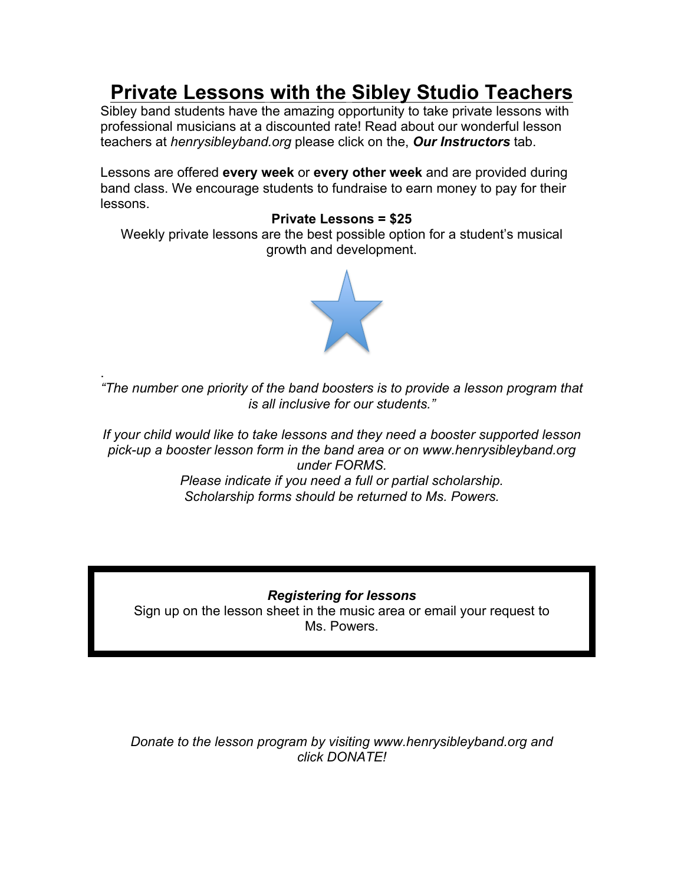# Private Lessons with the Sibley Studio Teachers

Sibley band students have the amazing opportunity to take private lessons with professional musicians at a discounted rate! Read about our wonderful lesson teachers at *henrysibleyband.org* please click on the, ***Our Instructors*** tab.

Lessons are offered **every week** or **every other week** and are provided during band class. We encourage students to fundraise to earn money to pay for their lessons.

**Private Lessons = $25**

Weekly private lessons are the best possible option for a student's musical growth and development.

.
*"The number one priority of the band boosters is to provide a lesson program that is all inclusive for our students."*

*If your child would like to take lessons and they need a booster supported lesson pick-up a booster lesson form in the band area or on www.henrysibleyband.org under FORMS.*
*Please indicate if you need a full or partial scholarship.*
*Scholarship forms should be returned to Ms. Powers.*

***Registering for lessons***

Sign up on the lesson sheet in the music area or email your request to Ms. Powers.

*Donate to the lesson program by visiting www.henrysibleyband.org and click DONATE!*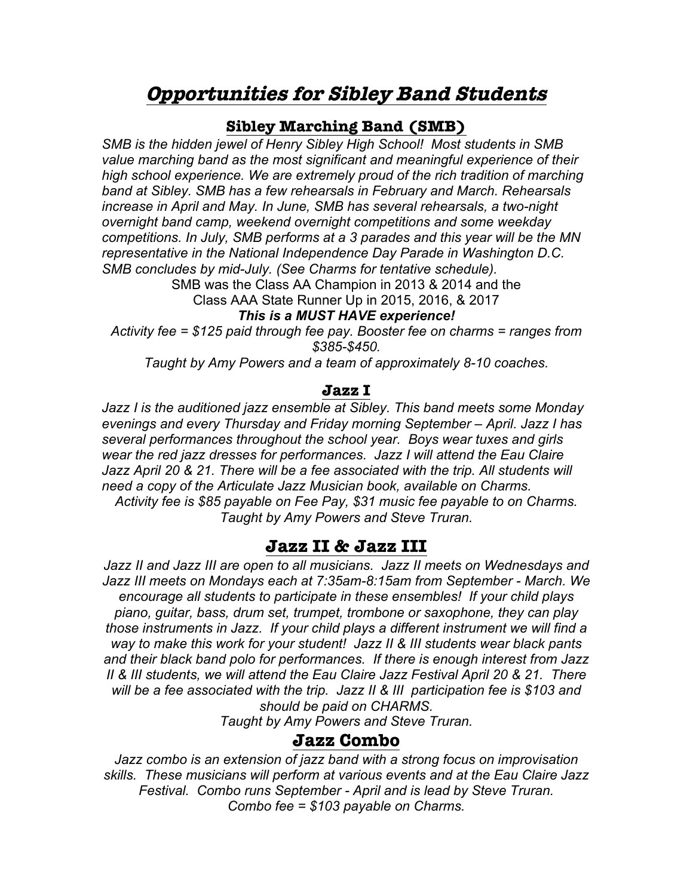# *Opportunities for Sibley Band Students*

## Sibley Marching Band (SMB)

*SMB is the hidden jewel of Henry Sibley High School! Most students in SMB value marching band as the most significant and meaningful experience of their high school experience. We are extremely proud of the rich tradition of marching band at Sibley. SMB has a few rehearsals in February and March. Rehearsals increase in April and May. In June, SMB has several rehearsals, a two-night overnight band camp, weekend overnight competitions and some weekday competitions. In July, SMB performs at a 3 parades and this year will be the MN representative in the National Independence Day Parade in Washington D.C. SMB concludes by mid-July. (See Charms for tentative schedule).*

SMB was the Class AA Champion in 2013 & 2014 and the Class AAA State Runner Up in 2015, 2016, & 2017

***This is a MUST HAVE experience!***

*Activity fee = $125 paid through fee pay. Booster fee on charms = ranges from $385-$450.*

*Taught by Amy Powers and a team of approximately 8-10 coaches.*

## Jazz I

*Jazz I is the auditioned jazz ensemble at Sibley. This band meets some Monday evenings and every Thursday and Friday morning September – April. Jazz I has several performances throughout the school year. Boys wear tuxes and girls wear the red jazz dresses for performances. Jazz I will attend the Eau Claire Jazz April 20 & 21. There will be a fee associated with the trip. All students will need a copy of the Articulate Jazz Musician book, available on Charms.*

*Activity fee is $85 payable on Fee Pay, $31 music fee payable to on Charms.*

*Taught by Amy Powers and Steve Truran.*

## Jazz II & Jazz III

*Jazz II and Jazz III are open to all musicians. Jazz II meets on Wednesdays and Jazz III meets on Mondays each at 7:35am-8:15am from September - March. We encourage all students to participate in these ensembles! If your child plays piano, guitar, bass, drum set, trumpet, trombone or saxophone, they can play those instruments in Jazz. If your child plays a different instrument we will find a way to make this work for your student! Jazz II & III students wear black pants and their black band polo for performances. If there is enough interest from Jazz II & III students, we will attend the Eau Claire Jazz Festival April 20 & 21. There will be a fee associated with the trip. Jazz II & III participation fee is $103 and should be paid on CHARMS.*

*Taught by Amy Powers and Steve Truran.*

## Jazz Combo

*Jazz combo is an extension of jazz band with a strong focus on improvisation skills. These musicians will perform at various events and at the Eau Claire Jazz Festival. Combo runs September - April and is lead by Steve Truran.*

*Combo fee = $103 payable on Charms.*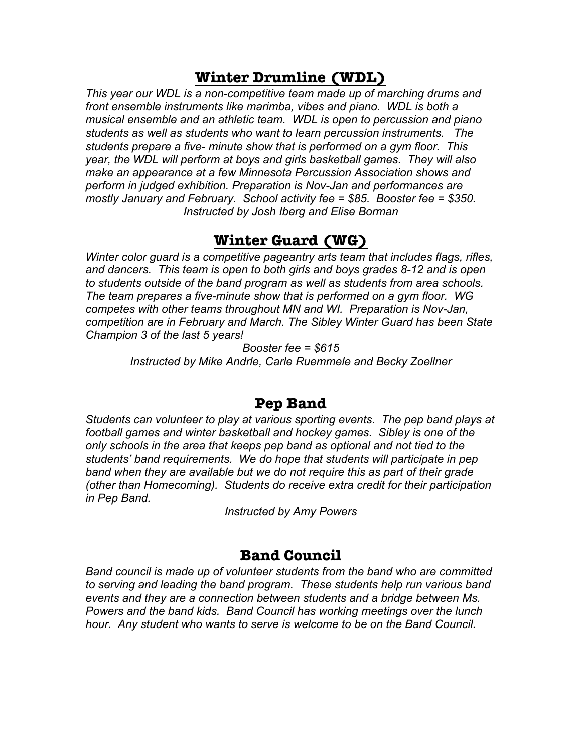## Winter Drumline (WDL)

*This year our WDL is a non-competitive team made up of marching drums and front ensemble instruments like marimba, vibes and piano. WDL is both a musical ensemble and an athletic team. WDL is open to percussion and piano students as well as students who want to learn percussion instruments. The students prepare a five- minute show that is performed on a gym floor. This year, the WDL will perform at boys and girls basketball games. They will also make an appearance at a few Minnesota Percussion Association shows and perform in judged exhibition. Preparation is Nov-Jan and performances are mostly January and February. School activity fee = $85. Booster fee = $350.*

*Instructed by Josh Iberg and Elise Borman*

## Winter Guard (WG)

*Winter color guard is a competitive pageantry arts team that includes flags, rifles, and dancers. This team is open to both girls and boys grades 8-12 and is open to students outside of the band program as well as students from area schools. The team prepares a five-minute show that is performed on a gym floor. WG competes with other teams throughout MN and WI. Preparation is Nov-Jan, competition are in February and March. The Sibley Winter Guard has been State Champion 3 of the last 5 years!*

*Booster fee = $615*

*Instructed by Mike Andrle, Carle Ruemmele and Becky Zoellner*

## Pep Band

*Students can volunteer to play at various sporting events. The pep band plays at football games and winter basketball and hockey games. Sibley is one of the only schools in the area that keeps pep band as optional and not tied to the students' band requirements. We do hope that students will participate in pep band when they are available but we do not require this as part of their grade (other than Homecoming). Students do receive extra credit for their participation in Pep Band.*

*Instructed by Amy Powers*

## Band Council

*Band council is made up of volunteer students from the band who are committed to serving and leading the band program. These students help run various band events and they are a connection between students and a bridge between Ms. Powers and the band kids. Band Council has working meetings over the lunch hour. Any student who wants to serve is welcome to be on the Band Council.*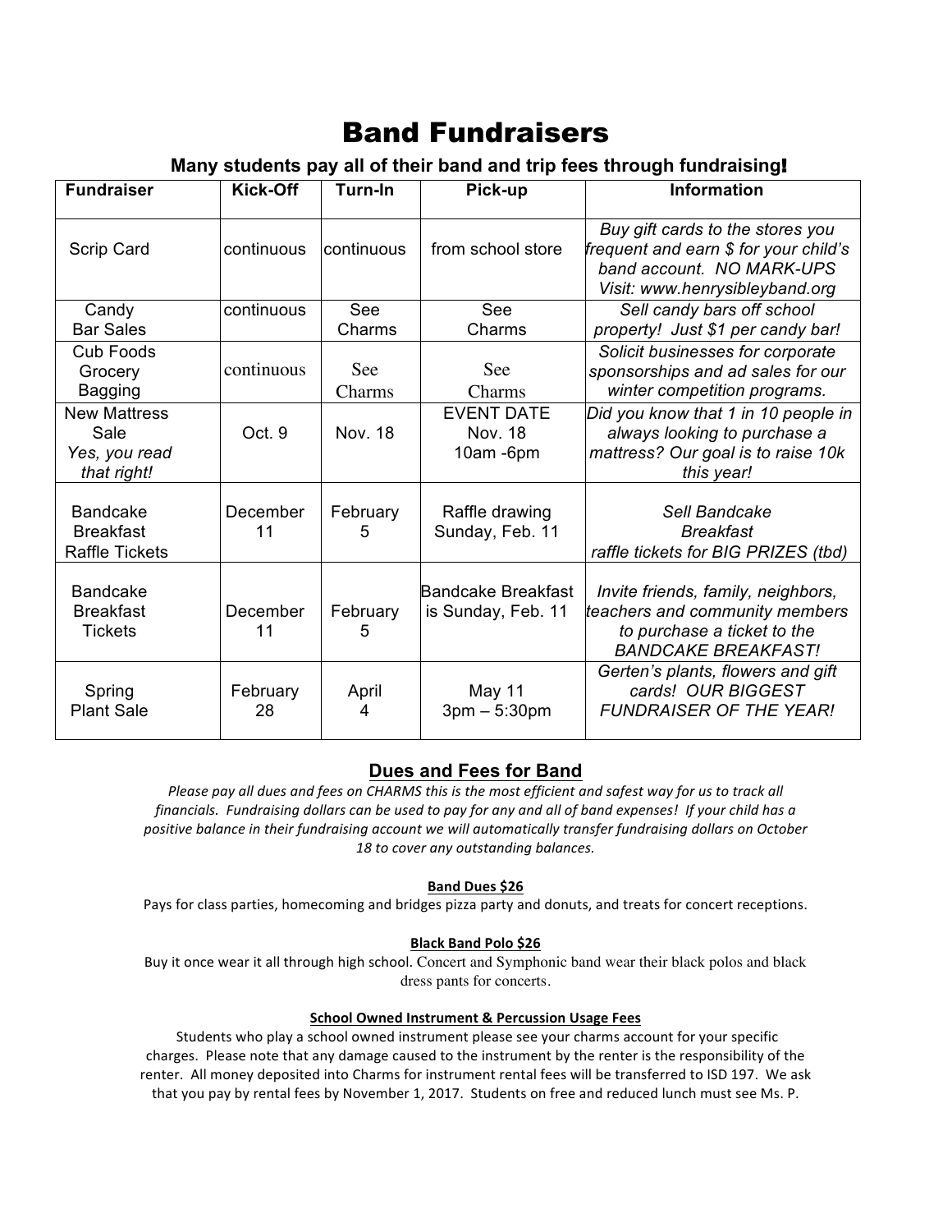# Band Fundraisers

**Many students pay all of their band and trip fees through fundraising!**

| Fundraiser | Kick-Off | Turn-In | Pick-up | Information |
|---|---|---|---|---|
| Scrip Card | continuous | continuous | from school store | *Buy gift cards to the stores you frequent and earn $ for your child's band account. NO MARK-UPS Visit: www.henrysibleyband.org* |
| Candy Bar Sales | continuous | See Charms | See Charms | *Sell candy bars off school property! Just $1 per candy bar!* |
| Cub Foods Grocery Bagging | continuous | See Charms | See Charms | *Solicit businesses for corporate sponsorships and ad sales for our winter competition programs.* |
| New Mattress Sale *Yes, you read that right!* | Oct. 9 | Nov. 18 | EVENT DATE Nov. 18 10am -6pm | *Did you know that 1 in 10 people in always looking to purchase a mattress? Our goal is to raise 10k this year!* |
| Bandcake Breakfast Raffle Tickets | December 11 | February 5 | Raffle drawing Sunday, Feb. 11 | *Sell Bandcake Breakfast raffle tickets for BIG PRIZES (tbd)* |
| Bandcake Breakfast Tickets | December 11 | February 5 | Bandcake Breakfast is Sunday, Feb. 11 | *Invite friends, family, neighbors, teachers and community members to purchase a ticket to the BANDCAKE BREAKFAST!* |
| Spring Plant Sale | February 28 | April 4 | May 11 3pm – 5:30pm | *Gerten's plants, flowers and gift cards! OUR BIGGEST FUNDRAISER OF THE YEAR!* |

## Dues and Fees for Band

*Please pay all dues and fees on CHARMS this is the most efficient and safest way for us to track all financials. Fundraising dollars can be used to pay for any and all of band expenses! If your child has a positive balance in their fundraising account we will automatically transfer fundraising dollars on October 18 to cover any outstanding balances.*

**Band Dues $26**

Pays for class parties, homecoming and bridges pizza party and donuts, and treats for concert receptions.

**Black Band Polo $26**

Buy it once wear it all through high school. Concert and Symphonic band wear their black polos and black dress pants for concerts.

**School Owned Instrument & Percussion Usage Fees**

Students who play a school owned instrument please see your charms account for your specific charges. Please note that any damage caused to the instrument by the renter is the responsibility of the renter. All money deposited into Charms for instrument rental fees will be transferred to ISD 197. We ask that you pay by rental fees by November 1, 2017. Students on free and reduced lunch must see Ms. P.